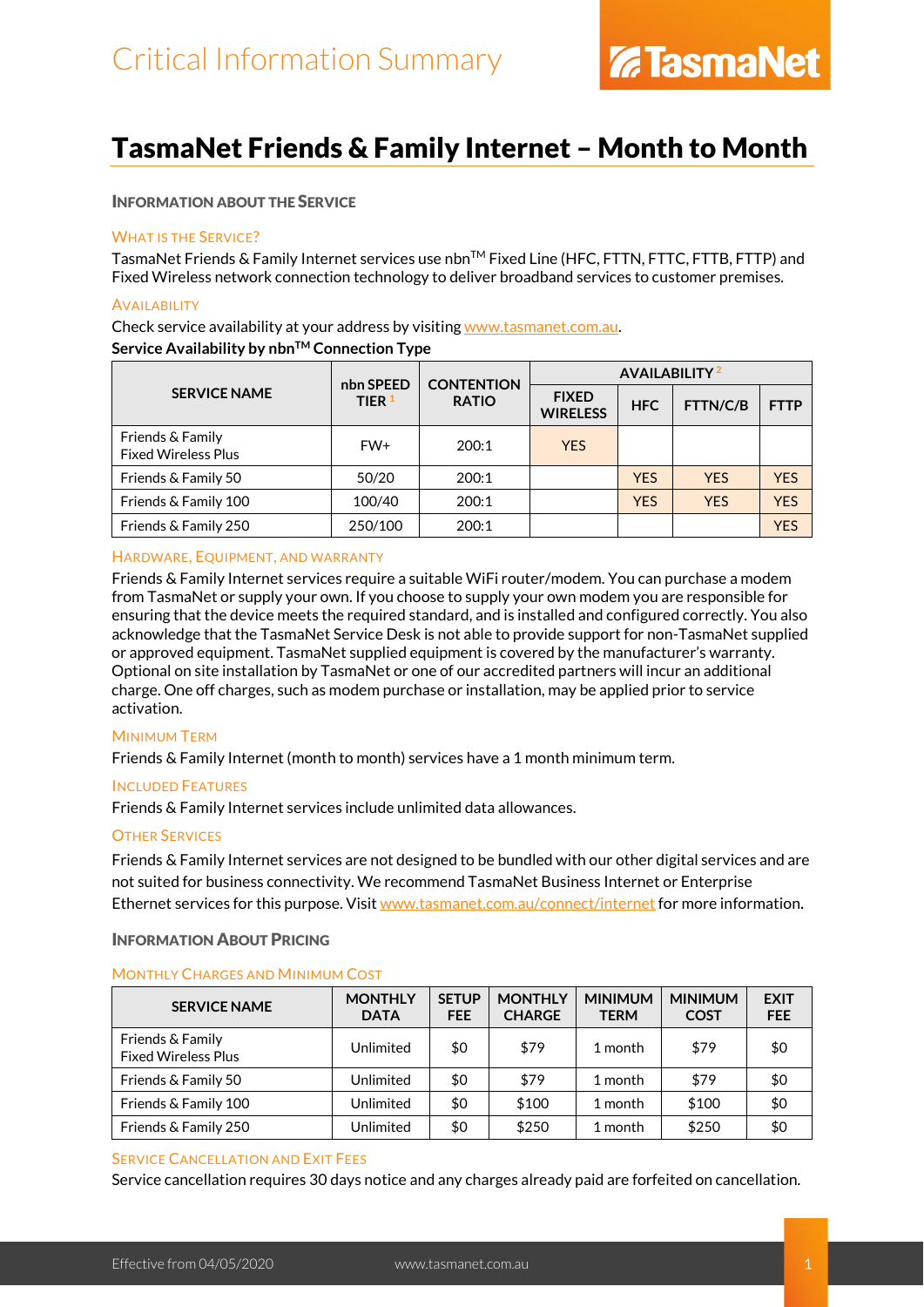Critical Information Summary

TasmaNet

# TasmaNet Friends & Family Internet – Month to Month

## Information about the Service

### What is the Service?

TasmaNet Friends & Family Internet services use nbn™ Fixed Line (HFC, FTTN, FTTC, FTTB, FTTP) and Fixed Wireless network connection technology to deliver broadband services to customer premises.

### Availability

Check service availability at your address by visiting www.tasmanet.com.au.

**Service Availability by nbn™ Connection Type**

| SERVICE NAME | nbn SPEED TIER [1] | CONTENTION RATIO | AVAILABILITY [2] | | | |
|---|---|---|---|---|---|---|
| | | | FIXED WIRELESS | HFC | FTTN/C/B | FTTP |
| Friends & Family Fixed Wireless Plus | FW+ | 200:1 | YES | | | |
| Friends & Family 50 | 50/20 | 200:1 | | YES | YES | YES |
| Friends & Family 100 | 100/40 | 200:1 | | YES | YES | YES |
| Friends & Family 250 | 250/100 | 200:1 | | | | YES |

### Hardware, Equipment, and Warranty

Friends & Family Internet services require a suitable WiFi router/modem. You can purchase a modem from TasmaNet or supply your own. If you choose to supply your own modem you are responsible for ensuring that the device meets the required standard, and is installed and configured correctly. You also acknowledge that the TasmaNet Service Desk is not able to provide support for non-TasmaNet supplied or approved equipment. TasmaNet supplied equipment is covered by the manufacturer's warranty. Optional on site installation by TasmaNet or one of our accredited partners will incur an additional charge. One off charges, such as modem purchase or installation, may be applied prior to service activation.

### Minimum Term

Friends & Family Internet (month to month) services have a 1 month minimum term.

### Included Features

Friends & Family Internet services include unlimited data allowances.

### Other Services

Friends & Family Internet services are not designed to be bundled with our other digital services and are not suited for business connectivity. We recommend TasmaNet Business Internet or Enterprise Ethernet services for this purpose. Visit www.tasmanet.com.au/connect/internet for more information.

## Information About Pricing

### Monthly Charges and Minimum Cost

| SERVICE NAME | MONTHLY DATA | SETUP FEE | MONTHLY CHARGE | MINIMUM TERM | MINIMUM COST | EXIT FEE |
|---|---|---|---|---|---|---|
| Friends & Family Fixed Wireless Plus | Unlimited | $0 | $79 | 1 month | $79 | $0 |
| Friends & Family 50 | Unlimited | $0 | $79 | 1 month | $79 | $0 |
| Friends & Family 100 | Unlimited | $0 | $100 | 1 month | $100 | $0 |
| Friends & Family 250 | Unlimited | $0 | $250 | 1 month | $250 | $0 |

### Service Cancellation and Exit Fees

Service cancellation requires 30 days notice and any charges already paid are forfeited on cancellation.

Effective from 04/05/2020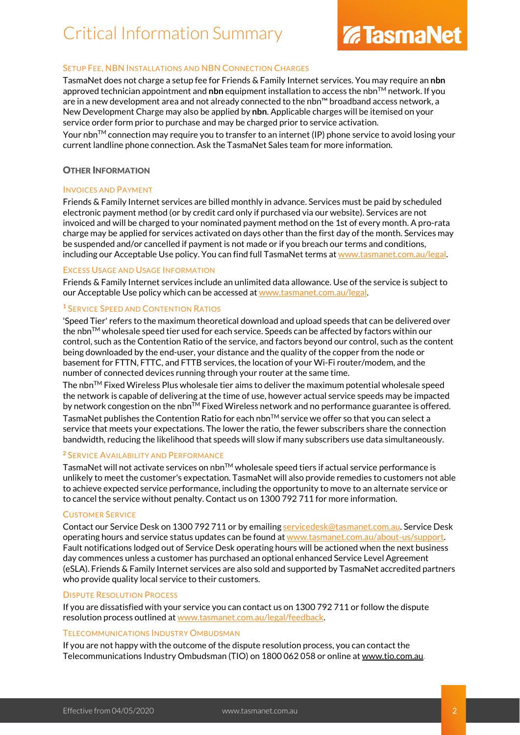# Critical Information Summary

### Setup Fee, NBN Installations and NBN Connection Charges

TasmaNet does not charge a setup fee for Friends & Family Internet services. You may require an **nbn** approved technician appointment and **nbn** equipment installation to access the nbn™ network. If you are in a new development area and not already connected to the nbn™ broadband access network, a New Development Charge may also be applied by **nbn**. Applicable charges will be itemised on your service order form prior to purchase and may be charged prior to service activation.

Your nbn™ connection may require you to transfer to an internet (IP) phone service to avoid losing your current landline phone connection. Ask the TasmaNet Sales team for more information.

## Other Information

### Invoices and Payment

Friends & Family Internet services are billed monthly in advance. Services must be paid by scheduled electronic payment method (or by credit card only if purchased via our website). Services are not invoiced and will be charged to your nominated payment method on the 1st of every month. A pro-rata charge may be applied for services activated on days other than the first day of the month. Services may be suspended and/or cancelled if payment is not made or if you breach our terms and conditions, including our Acceptable Use policy. You can find full TasmaNet terms at www.tasmanet.com.au/legal.

### Excess Usage and Usage Information

Friends & Family Internet services include an unlimited data allowance. Use of the service is subject to our Acceptable Use policy which can be accessed at www.tasmanet.com.au/legal.

### [1] Service Speed and Contention Ratios

'Speed Tier' refers to the maximum theoretical download and upload speeds that can be delivered over the nbn™ wholesale speed tier used for each service. Speeds can be affected by factors within our control, such as the Contention Ratio of the service, and factors beyond our control, such as the content being downloaded by the end-user, your distance and the quality of the copper from the node or basement for FTTN, FTTC, and FTTB services, the location of your Wi-Fi router/modem, and the number of connected devices running through your router at the same time.

The nbn™ Fixed Wireless Plus wholesale tier aims to deliver the maximum potential wholesale speed the network is capable of delivering at the time of use, however actual service speeds may be impacted by network congestion on the nbn™ Fixed Wireless network and no performance guarantee is offered.

TasmaNet publishes the Contention Ratio for each nbn™ service we offer so that you can select a service that meets your expectations. The lower the ratio, the fewer subscribers share the connection bandwidth, reducing the likelihood that speeds will slow if many subscribers use data simultaneously.

### [2] Service Availability and Performance

TasmaNet will not activate services on nbn™ wholesale speed tiers if actual service performance is unlikely to meet the customer's expectation. TasmaNet will also provide remedies to customers not able to achieve expected service performance, including the opportunity to move to an alternate service or to cancel the service without penalty. Contact us on 1300 792 711 for more information.

### Customer Service

Contact our Service Desk on 1300 792 711 or by emailing servicedesk@tasmanet.com.au. Service Desk operating hours and service status updates can be found at www.tasmanet.com.au/about-us/support. Fault notifications lodged out of Service Desk operating hours will be actioned when the next business day commences unless a customer has purchased an optional enhanced Service Level Agreement (eSLA). Friends & Family Internet services are also sold and supported by TasmaNet accredited partners who provide quality local service to their customers.

### Dispute Resolution Process

If you are dissatisfied with your service you can contact us on 1300 792 711 or follow the dispute resolution process outlined at www.tasmanet.com.au/legal/feedback.

### Telecommunications Industry Ombudsman

If you are not happy with the outcome of the dispute resolution process, you can contact the Telecommunications Industry Ombudsman (TIO) on 1800 062 058 or online at www.tio.com.au.

Effective from 04/05/2020